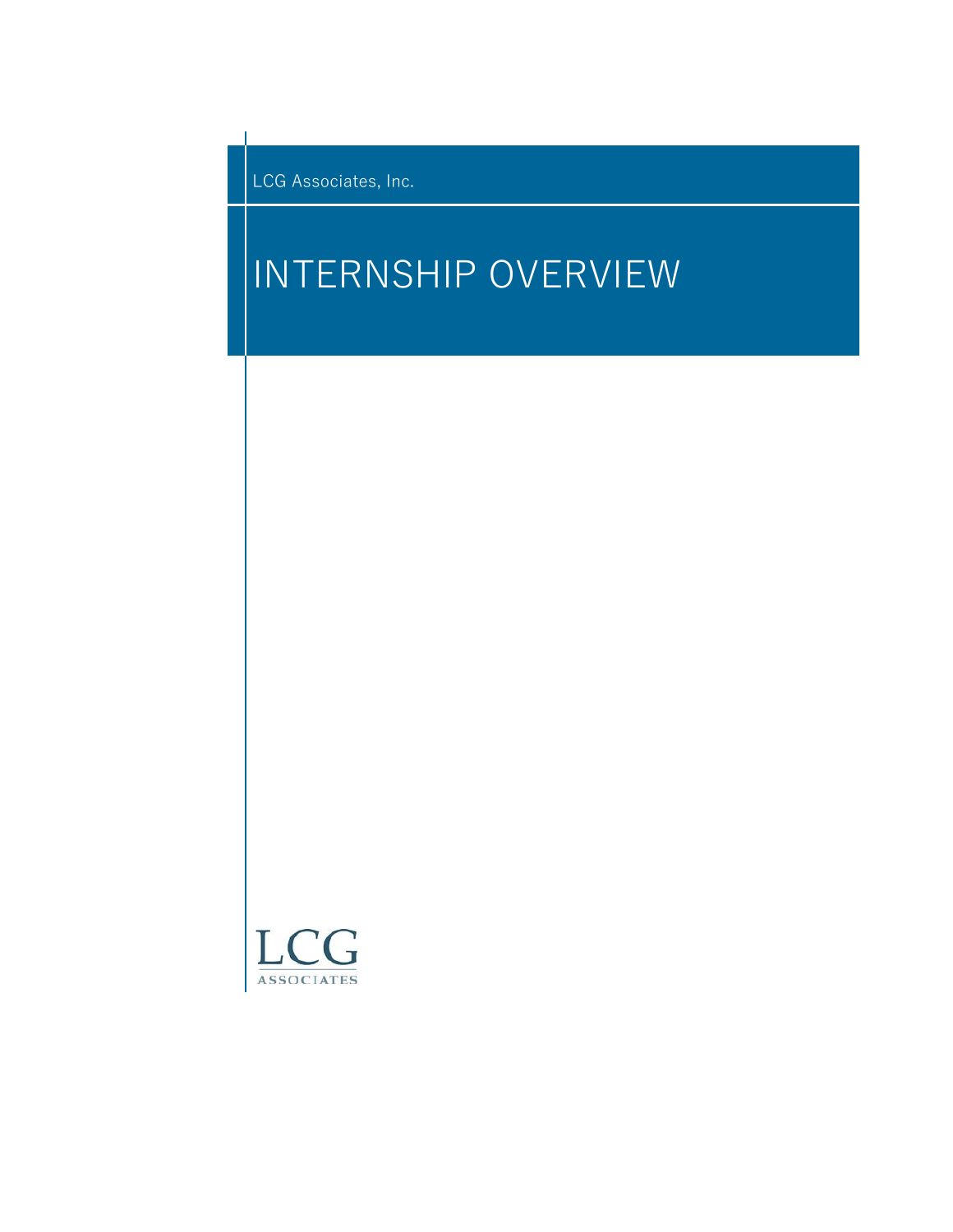LCG Associates, Inc.

# INTERNSHIP OVERVIEW

LCG

ASSOCIATES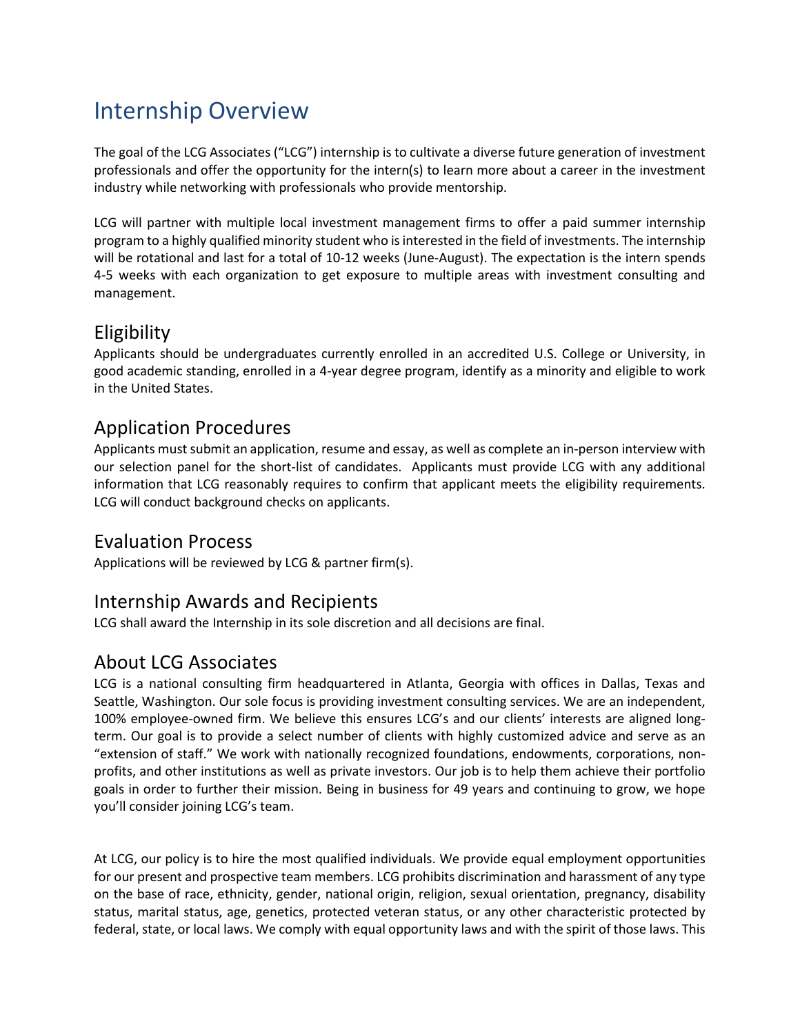# Internship Overview

The goal of the LCG Associates ("LCG") internship is to cultivate a diverse future generation of investment professionals and offer the opportunity for the intern(s) to learn more about a career in the investment industry while networking with professionals who provide mentorship.

LCG will partner with multiple local investment management firms to offer a paid summer internship program to a highly qualified minority student who is interested in the field of investments. The internship will be rotational and last for a total of 10-12 weeks (June-August). The expectation is the intern spends 4-5 weeks with each organization to get exposure to multiple areas with investment consulting and management.

## Eligibility

Applicants should be undergraduates currently enrolled in an accredited U.S. College or University, in good academic standing, enrolled in a 4-year degree program, identify as a minority and eligible to work in the United States.

## Application Procedures

Applicants must submit an application, resume and essay, as well as complete an in-person interview with our selection panel for the short-list of candidates. Applicants must provide LCG with any additional information that LCG reasonably requires to confirm that applicant meets the eligibility requirements. LCG will conduct background checks on applicants.

## Evaluation Process

Applications will be reviewed by LCG & partner firm(s).

## Internship Awards and Recipients

LCG shall award the Internship in its sole discretion and all decisions are final.

## About LCG Associates

LCG is a national consulting firm headquartered in Atlanta, Georgia with offices in Dallas, Texas and Seattle, Washington. Our sole focus is providing investment consulting services. We are an independent, 100% employee-owned firm. We believe this ensures LCG's and our clients' interests are aligned long-term. Our goal is to provide a select number of clients with highly customized advice and serve as an "extension of staff." We work with nationally recognized foundations, endowments, corporations, non-profits, and other institutions as well as private investors. Our job is to help them achieve their portfolio goals in order to further their mission. Being in business for 49 years and continuing to grow, we hope you'll consider joining LCG's team.

At LCG, our policy is to hire the most qualified individuals. We provide equal employment opportunities for our present and prospective team members. LCG prohibits discrimination and harassment of any type on the base of race, ethnicity, gender, national origin, religion, sexual orientation, pregnancy, disability status, marital status, age, genetics, protected veteran status, or any other characteristic protected by federal, state, or local laws. We comply with equal opportunity laws and with the spirit of those laws. This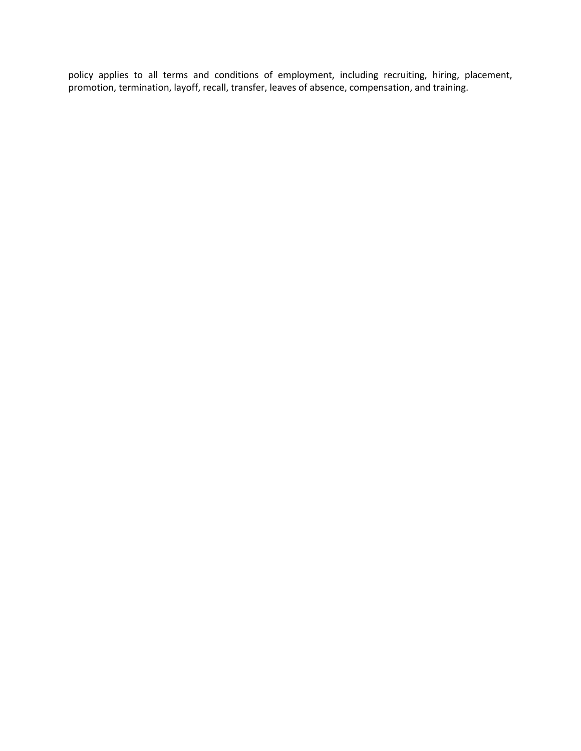policy applies to all terms and conditions of employment, including recruiting, hiring, placement, promotion, termination, layoff, recall, transfer, leaves of absence, compensation, and training.